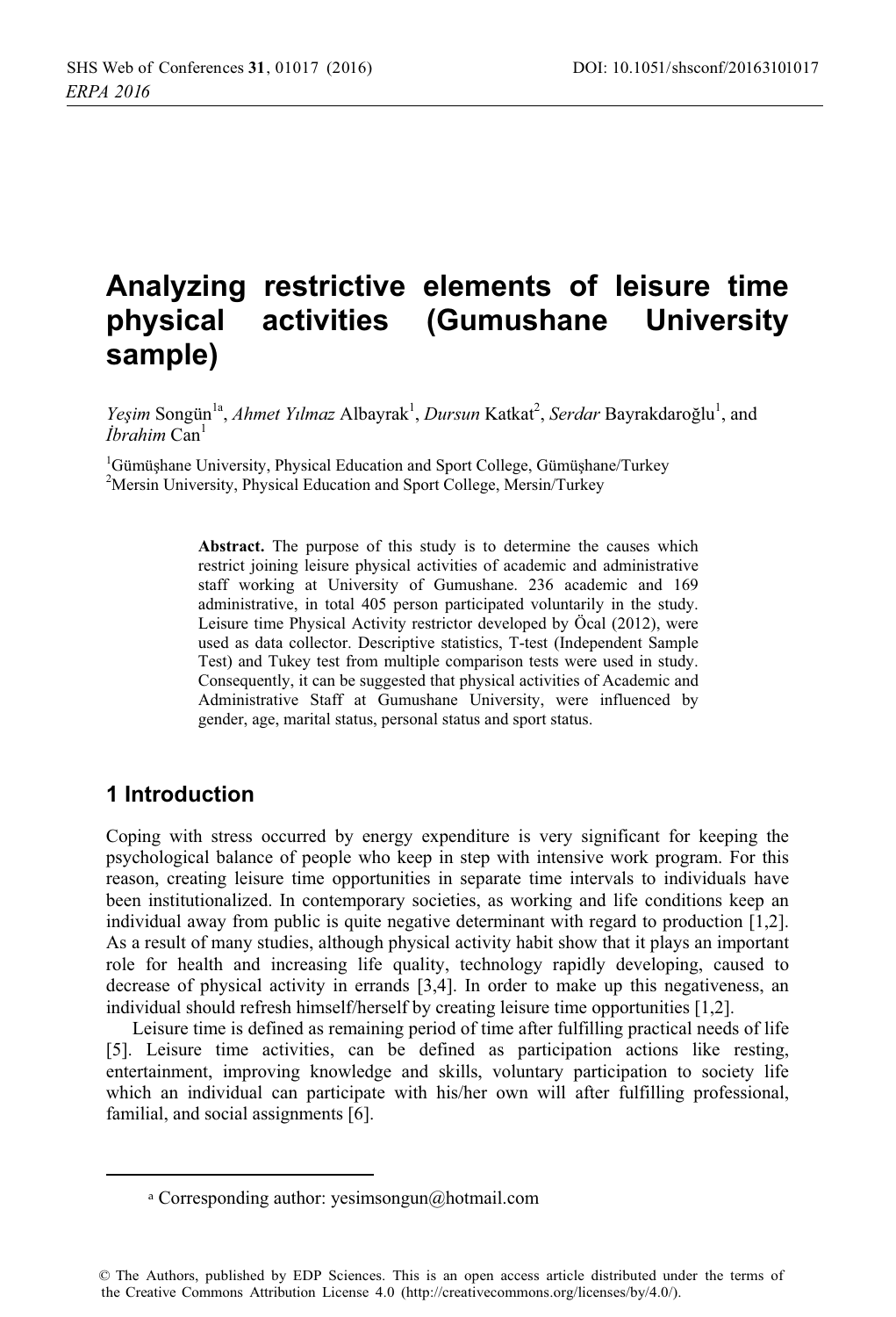# Analyzing restrictive elements of leisure time physical activities (Gumushane University sample)

*Yeşim* Songün[1a], *Ahmet Yılmaz* Albayrak[1], *Dursun* Katkat[2], *Serdar* Bayrakdaroğlu[1], and *İbrahim* Can[1]

[1]Gümüşhane University, Physical Education and Sport College, Gümüşhane/Turkey
[2]Mersin University, Physical Education and Sport College, Mersin/Turkey

**Abstract.** The purpose of this study is to determine the causes which restrict joining leisure physical activities of academic and administrative staff working at University of Gumushane. 236 academic and 169 administrative, in total 405 person participated voluntarily in the study. Leisure time Physical Activity restrictor developed by Öcal (2012), were used as data collector. Descriptive statistics, T-test (Independent Sample Test) and Tukey test from multiple comparison tests were used in study. Consequently, it can be suggested that physical activities of Academic and Administrative Staff at Gumushane University, were influenced by gender, age, marital status, personal status and sport status.

## 1 Introduction

Coping with stress occurred by energy expenditure is very significant for keeping the psychological balance of people who keep in step with intensive work program. For this reason, creating leisure time opportunities in separate time intervals to individuals have been institutionalized. In contemporary societies, as working and life conditions keep an individual away from public is quite negative determinant with regard to production [1,2]. As a result of many studies, although physical activity habit show that it plays an important role for health and increasing life quality, technology rapidly developing, caused to decrease of physical activity in errands [3,4]. In order to make up this negativeness, an individual should refresh himself/herself by creating leisure time opportunities [1,2].

Leisure time is defined as remaining period of time after fulfilling practical needs of life [5]. Leisure time activities, can be defined as participation actions like resting, entertainment, improving knowledge and skills, voluntary participation to society life which an individual can participate with his/her own will after fulfilling professional, familial, and social assignments [6].

[a] Corresponding author: yesimsongun@hotmail.com

© The Authors, published by EDP Sciences. This is an open access article distributed under the terms of the Creative Commons Attribution License 4.0 (http://creativecommons.org/licenses/by/4.0/).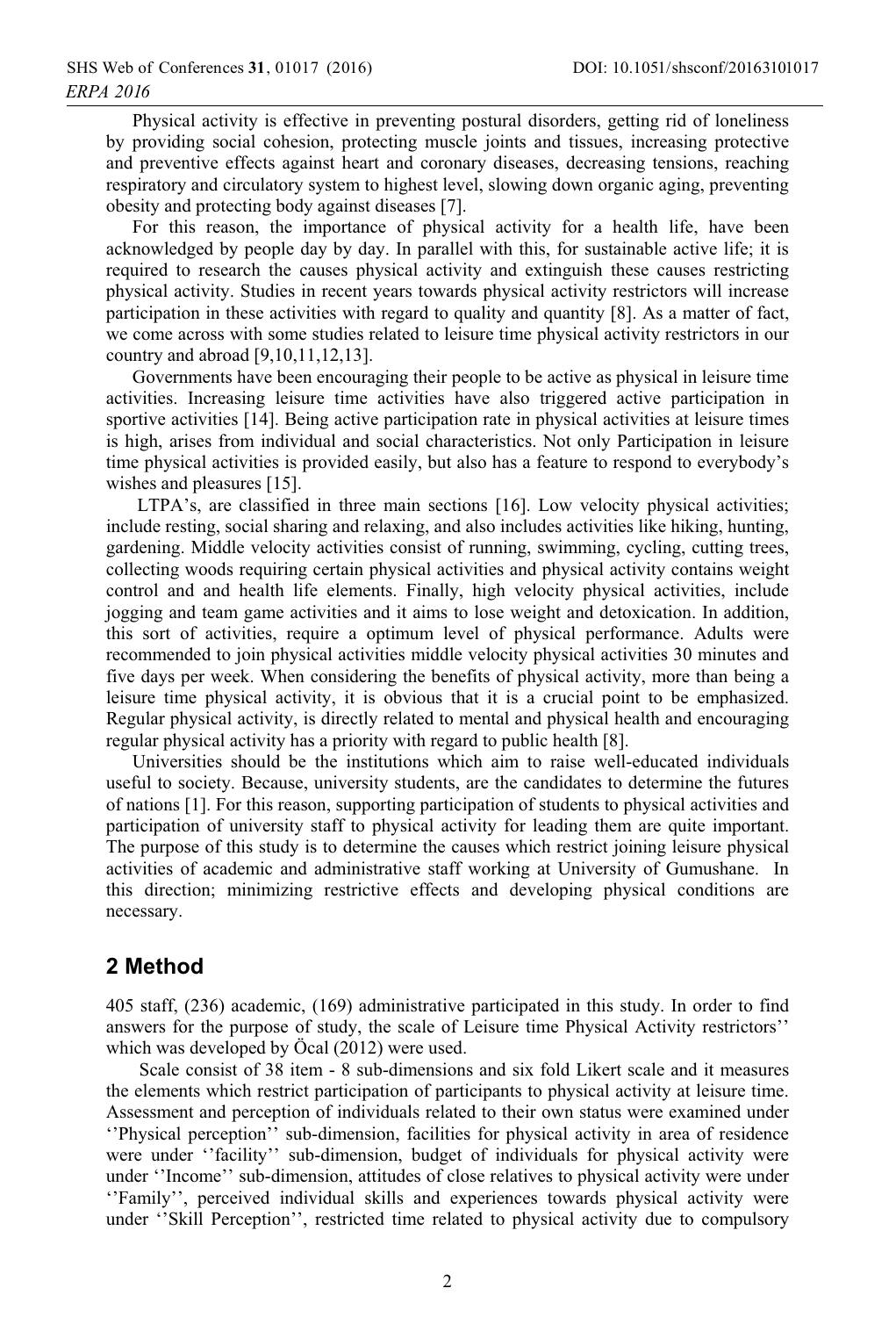Physical activity is effective in preventing postural disorders, getting rid of loneliness by providing social cohesion, protecting muscle joints and tissues, increasing protective and preventive effects against heart and coronary diseases, decreasing tensions, reaching respiratory and circulatory system to highest level, slowing down organic aging, preventing obesity and protecting body against diseases [7].

For this reason, the importance of physical activity for a health life, have been acknowledged by people day by day. In parallel with this, for sustainable active life; it is required to research the causes physical activity and extinguish these causes restricting physical activity. Studies in recent years towards physical activity restrictors will increase participation in these activities with regard to quality and quantity [8]. As a matter of fact, we come across with some studies related to leisure time physical activity restrictors in our country and abroad [9,10,11,12,13].

Governments have been encouraging their people to be active as physical in leisure time activities. Increasing leisure time activities have also triggered active participation in sportive activities [14]. Being active participation rate in physical activities at leisure times is high, arises from individual and social characteristics. Not only Participation in leisure time physical activities is provided easily, but also has a feature to respond to everybody's wishes and pleasures [15].

LTPA's, are classified in three main sections [16]. Low velocity physical activities; include resting, social sharing and relaxing, and also includes activities like hiking, hunting, gardening. Middle velocity activities consist of running, swimming, cycling, cutting trees, collecting woods requiring certain physical activities and physical activity contains weight control and and health life elements. Finally, high velocity physical activities, include jogging and team game activities and it aims to lose weight and detoxication. In addition, this sort of activities, require a optimum level of physical performance. Adults were recommended to join physical activities middle velocity physical activities 30 minutes and five days per week. When considering the benefits of physical activity, more than being a leisure time physical activity, it is obvious that it is a crucial point to be emphasized. Regular physical activity, is directly related to mental and physical health and encouraging regular physical activity has a priority with regard to public health [8].

Universities should be the institutions which aim to raise well-educated individuals useful to society. Because, university students, are the candidates to determine the futures of nations [1]. For this reason, supporting participation of students to physical activities and participation of university staff to physical activity for leading them are quite important. The purpose of this study is to determine the causes which restrict joining leisure physical activities of academic and administrative staff working at University of Gumushane. In this direction; minimizing restrictive effects and developing physical conditions are necessary.

## 2 Method

405 staff, (236) academic, (169) administrative participated in this study. In order to find answers for the purpose of study, the scale of Leisure time Physical Activity restrictors'' which was developed by Öcal (2012) were used.

Scale consist of 38 item - 8 sub-dimensions and six fold Likert scale and it measures the elements which restrict participation of participants to physical activity at leisure time. Assessment and perception of individuals related to their own status were examined under ''Physical perception'' sub-dimension, facilities for physical activity in area of residence were under ''facility'' sub-dimension, budget of individuals for physical activity were under ''Income'' sub-dimension, attitudes of close relatives to physical activity were under ''Family'', perceived individual skills and experiences towards physical activity were under ''Skill Perception'', restricted time related to physical activity due to compulsory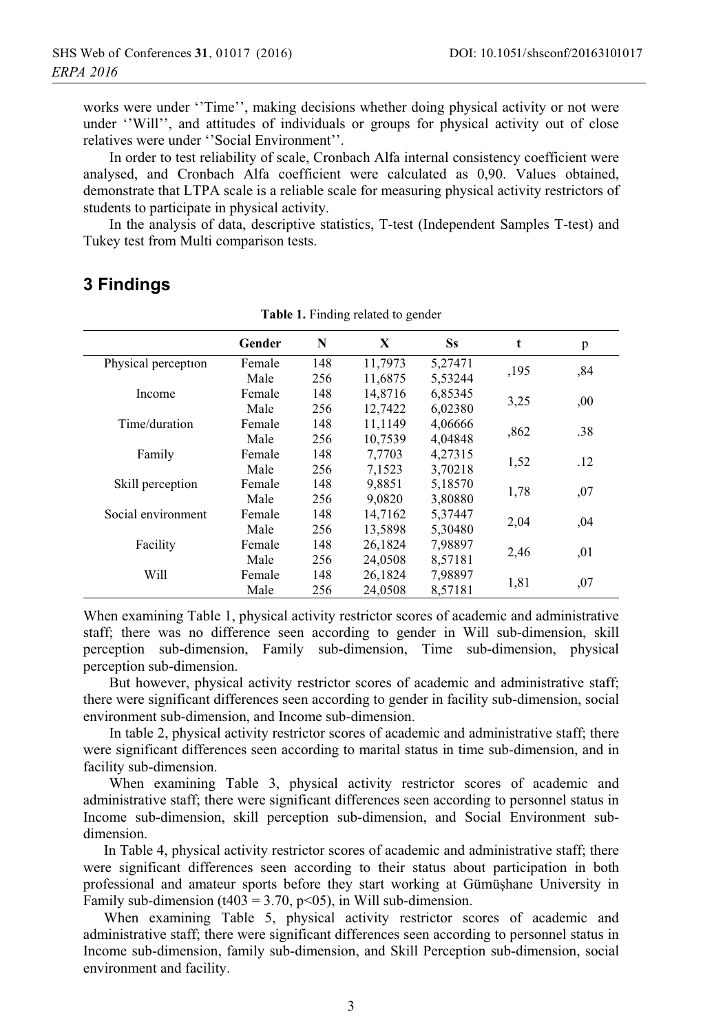works were under ''Time'', making decisions whether doing physical activity or not were under ''Will'', and attitudes of individuals or groups for physical activity out of close relatives were under ''Social Environment''.

In order to test reliability of scale, Cronbach Alfa internal consistency coefficient were analysed, and Cronbach Alfa coefficient were calculated as 0,90. Values obtained, demonstrate that LTPA scale is a reliable scale for measuring physical activity restrictors of students to participate in physical activity.

In the analysis of data, descriptive statistics, T-test (Independent Samples T-test) and Tukey test from Multi comparison tests.

## 3 Findings

**Table 1.** Finding related to gender

| | Gender | N | X | Ss | t | p |
|---|---|---|---|---|---|---|
| Physical perception | Female | 148 | 11,7973 | 5,27471 | ,195 | ,84 |
| | Male | 256 | 11,6875 | 5,53244 | | |
| Income | Female | 148 | 14,8716 | 6,85345 | 3,25 | ,00 |
| | Male | 256 | 12,7422 | 6,02380 | | |
| Time/duration | Female | 148 | 11,1149 | 4,06666 | ,862 | .38 |
| | Male | 256 | 10,7539 | 4,04848 | | |
| Family | Female | 148 | 7,7703 | 4,27315 | 1,52 | .12 |
| | Male | 256 | 7,1523 | 3,70218 | | |
| Skill perception | Female | 148 | 9,8851 | 5,18570 | 1,78 | ,07 |
| | Male | 256 | 9,0820 | 3,80880 | | |
| Social environment | Female | 148 | 14,7162 | 5,37447 | 2,04 | ,04 |
| | Male | 256 | 13,5898 | 5,30480 | | |
| Facility | Female | 148 | 26,1824 | 7,98897 | 2,46 | ,01 |
| | Male | 256 | 24,0508 | 8,57181 | | |
| Will | Female | 148 | 26,1824 | 7,98897 | 1,81 | ,07 |
| | Male | 256 | 24,0508 | 8,57181 | | |

When examining Table 1, physical activity restrictor scores of academic and administrative staff; there was no difference seen according to gender in Will sub-dimension, skill perception sub-dimension, Family sub-dimension, Time sub-dimension, physical perception sub-dimension.

But however, physical activity restrictor scores of academic and administrative staff; there were significant differences seen according to gender in facility sub-dimension, social environment sub-dimension, and Income sub-dimension.

In table 2, physical activity restrictor scores of academic and administrative staff; there were significant differences seen according to marital status in time sub-dimension, and in facility sub-dimension.

When examining Table 3, physical activity restrictor scores of academic and administrative staff; there were significant differences seen according to personnel status in Income sub-dimension, skill perception sub-dimension, and Social Environment sub-dimension.

In Table 4, physical activity restrictor scores of academic and administrative staff; there were significant differences seen according to their status about participation in both professional and amateur sports before they start working at Gümüşhane University in Family sub-dimension ($t_{403} = 3.70$, $p<05$), in Will sub-dimension.

When examining Table 5, physical activity restrictor scores of academic and administrative staff; there were significant differences seen according to personnel status in Income sub-dimension, family sub-dimension, and Skill Perception sub-dimension, social environment and facility.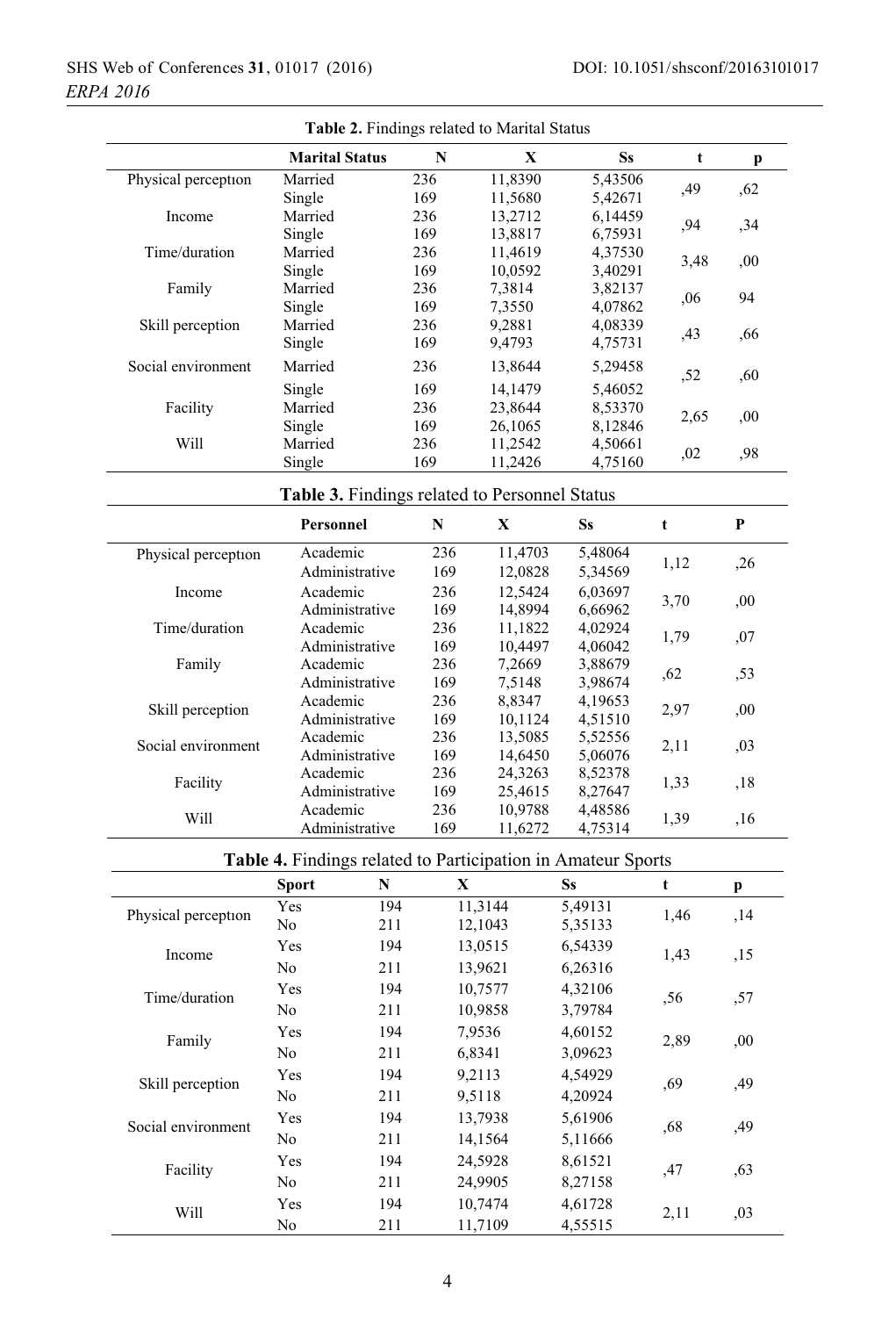**Table 2.** Findings related to Marital Status

| | Marital Status | N | X | Ss | t | p |
|---|---|---|---|---|---|---|
| Physical perception | Married | 236 | 11,8390 | 5,43506 | ,49 | ,62 |
| | Single | 169 | 11,5680 | 5,42671 | | |
| Income | Married | 236 | 13,2712 | 6,14459 | ,94 | ,34 |
| | Single | 169 | 13,8817 | 6,75931 | | |
| Time/duration | Married | 236 | 11,4619 | 4,37530 | 3,48 | ,00 |
| | Single | 169 | 10,0592 | 3,40291 | | |
| Family | Married | 236 | 7,3814 | 3,82137 | ,06 | 94 |
| | Single | 169 | 7,3550 | 4,07862 | | |
| Skill perception | Married | 236 | 9,2881 | 4,08339 | ,43 | ,66 |
| | Single | 169 | 9,4793 | 4,75731 | | |
| Social environment | Married | 236 | 13,8644 | 5,29458 | ,52 | ,60 |
| | Single | 169 | 14,1479 | 5,46052 | | |
| Facility | Married | 236 | 23,8644 | 8,53370 | 2,65 | ,00 |
| | Single | 169 | 26,1065 | 8,12846 | | |
| Will | Married | 236 | 11,2542 | 4,50661 | ,02 | ,98 |
| | Single | 169 | 11,2426 | 4,75160 | | |

**Table 3.** Findings related to Personnel Status

| | Personnel | N | X | Ss | t | P |
|---|---|---|---|---|---|---|
| Physical perception | Academic | 236 | 11,4703 | 5,48064 | 1,12 | ,26 |
| | Administrative | 169 | 12,0828 | 5,34569 | | |
| Income | Academic | 236 | 12,5424 | 6,03697 | 3,70 | ,00 |
| | Administrative | 169 | 14,8994 | 6,66962 | | |
| Time/duration | Academic | 236 | 11,1822 | 4,02924 | 1,79 | ,07 |
| | Administrative | 169 | 10,4497 | 4,06042 | | |
| Family | Academic | 236 | 7,2669 | 3,88679 | ,62 | ,53 |
| | Administrative | 169 | 7,5148 | 3,98674 | | |
| Skill perception | Academic | 236 | 8,8347 | 4,19653 | 2,97 | ,00 |
| | Administrative | 169 | 10,1124 | 4,51510 | | |
| Social environment | Academic | 236 | 13,5085 | 5,52556 | 2,11 | ,03 |
| | Administrative | 169 | 14,6450 | 5,06076 | | |
| Facility | Academic | 236 | 24,3263 | 8,52378 | 1,33 | ,18 |
| | Administrative | 169 | 25,4615 | 8,27647 | | |
| Will | Academic | 236 | 10,9788 | 4,48586 | 1,39 | ,16 |
| | Administrative | 169 | 11,6272 | 4,75314 | | |

**Table 4.** Findings related to Participation in Amateur Sports

| | Sport | N | X | Ss | t | p |
|---|---|---|---|---|---|---|
| Physical perception | Yes | 194 | 11,3144 | 5,49131 | 1,46 | ,14 |
| | No | 211 | 12,1043 | 5,35133 | | |
| Income | Yes | 194 | 13,0515 | 6,54339 | 1,43 | ,15 |
| | No | 211 | 13,9621 | 6,26316 | | |
| Time/duration | Yes | 194 | 10,7577 | 4,32106 | ,56 | ,57 |
| | No | 211 | 10,9858 | 3,79784 | | |
| Family | Yes | 194 | 7,9536 | 4,60152 | 2,89 | ,00 |
| | No | 211 | 6,8341 | 3,09623 | | |
| Skill perception | Yes | 194 | 9,2113 | 4,54929 | ,69 | ,49 |
| | No | 211 | 9,5118 | 4,20924 | | |
| Social environment | Yes | 194 | 13,7938 | 5,61906 | ,68 | ,49 |
| | No | 211 | 14,1564 | 5,11666 | | |
| Facility | Yes | 194 | 24,5928 | 8,61521 | ,47 | ,63 |
| | No | 211 | 24,9905 | 8,27158 | | |
| Will | Yes | 194 | 10,7474 | 4,61728 | 2,11 | ,03 |
| | No | 211 | 11,7109 | 4,55515 | | |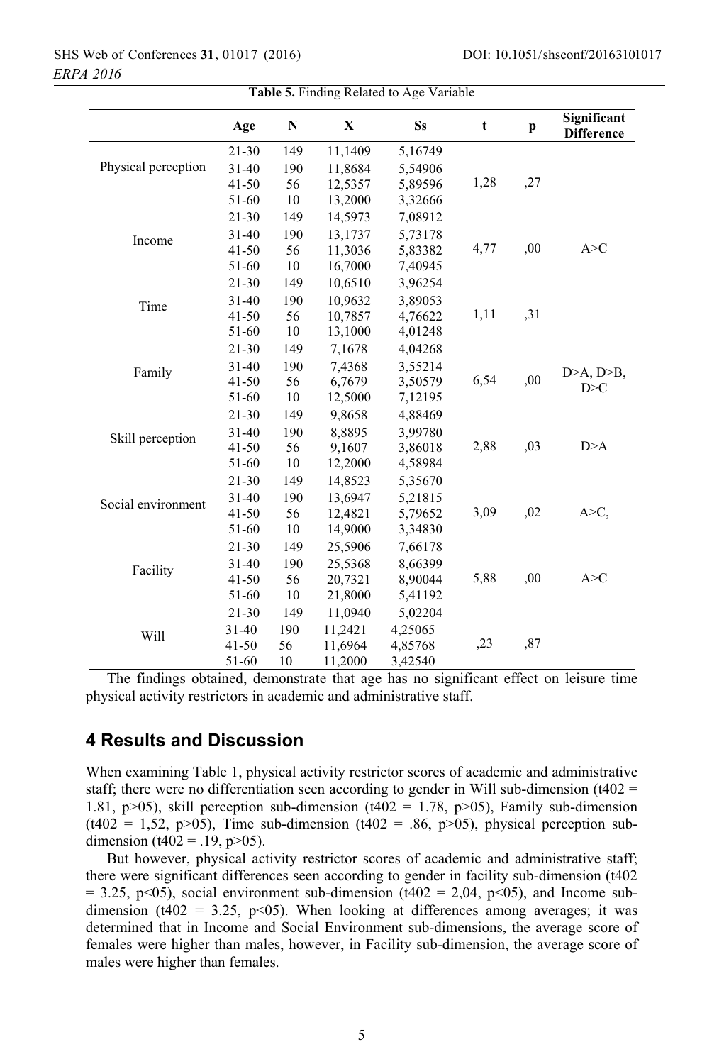**Table 5.** Finding Related to Age Variable

| | Age | N | X | Ss | t | p | Significant Difference |
|---|---|---|---|---|---|---|---|
| Physical perception | 21-30 | 149 | 11,1409 | 5,16749 | 1,28 | ,27 | |
| | 31-40 | 190 | 11,8684 | 5,54906 | | | |
| | 41-50 | 56 | 12,5357 | 5,89596 | | | |
| | 51-60 | 10 | 13,2000 | 3,32666 | | | |
| Income | 21-30 | 149 | 14,5973 | 7,08912 | 4,77 | ,00 | A>C |
| | 31-40 | 190 | 13,1737 | 5,73178 | | | |
| | 41-50 | 56 | 11,3036 | 5,83382 | | | |
| | 51-60 | 10 | 16,7000 | 7,40945 | | | |
| Time | 21-30 | 149 | 10,6510 | 3,96254 | 1,11 | ,31 | |
| | 31-40 | 190 | 10,9632 | 3,89053 | | | |
| | 41-50 | 56 | 10,7857 | 4,76622 | | | |
| | 51-60 | 10 | 13,1000 | 4,01248 | | | |
| Family | 21-30 | 149 | 7,1678 | 4,04268 | 6,54 | ,00 | D>A, D>B, D>C |
| | 31-40 | 190 | 7,4368 | 3,55214 | | | |
| | 41-50 | 56 | 6,7679 | 3,50579 | | | |
| | 51-60 | 10 | 12,5000 | 7,12195 | | | |
| Skill perception | 21-30 | 149 | 9,8658 | 4,88469 | 2,88 | ,03 | D>A |
| | 31-40 | 190 | 8,8895 | 3,99780 | | | |
| | 41-50 | 56 | 9,1607 | 3,86018 | | | |
| | 51-60 | 10 | 12,2000 | 4,58984 | | | |
| Social environment | 21-30 | 149 | 14,8523 | 5,35670 | 3,09 | ,02 | A>C, |
| | 31-40 | 190 | 13,6947 | 5,21815 | | | |
| | 41-50 | 56 | 12,4821 | 5,79652 | | | |
| | 51-60 | 10 | 14,9000 | 3,34830 | | | |
| Facility | 21-30 | 149 | 25,5906 | 7,66178 | 5,88 | ,00 | A>C |
| | 31-40 | 190 | 25,5368 | 8,66399 | | | |
| | 41-50 | 56 | 20,7321 | 8,90044 | | | |
| | 51-60 | 10 | 21,8000 | 5,41192 | | | |
| Will | 21-30 | 149 | 11,0940 | 5,02204 | ,23 | ,87 | |
| | 31-40 | 190 | 11,2421 | 4,25065 | | | |
| | 41-50 | 56 | 11,6964 | 4,85768 | | | |
| | 51-60 | 10 | 11,2000 | 3,42540 | | | |

The findings obtained, demonstrate that age has no significant effect on leisure time physical activity restrictors in academic and administrative staff.

## 4 Results and Discussion

When examining Table 1, physical activity restrictor scores of academic and administrative staff; there were no differentiation seen according to gender in Will sub-dimension ($t_{402}$ = 1.81, p>05), skill perception sub-dimension ($t_{402}$ = 1.78, p>05), Family sub-dimension ($t_{402}$ = 1,52, p>05), Time sub-dimension ($t_{402}$ = .86, p>05), physical perception sub-dimension ($t_{402}$ = .19, p>05).

But however, physical activity restrictor scores of academic and administrative staff; there were significant differences seen according to gender in facility sub-dimension ($t_{402}$ = 3.25, p<05), social environment sub-dimension ($t_{402}$ = 2,04, p<05), and Income sub-dimension ($t_{402}$ = 3.25, p<05). When looking at differences among averages; it was determined that in Income and Social Environment sub-dimensions, the average score of females were higher than males, however, in Facility sub-dimension, the average score of males were higher than females.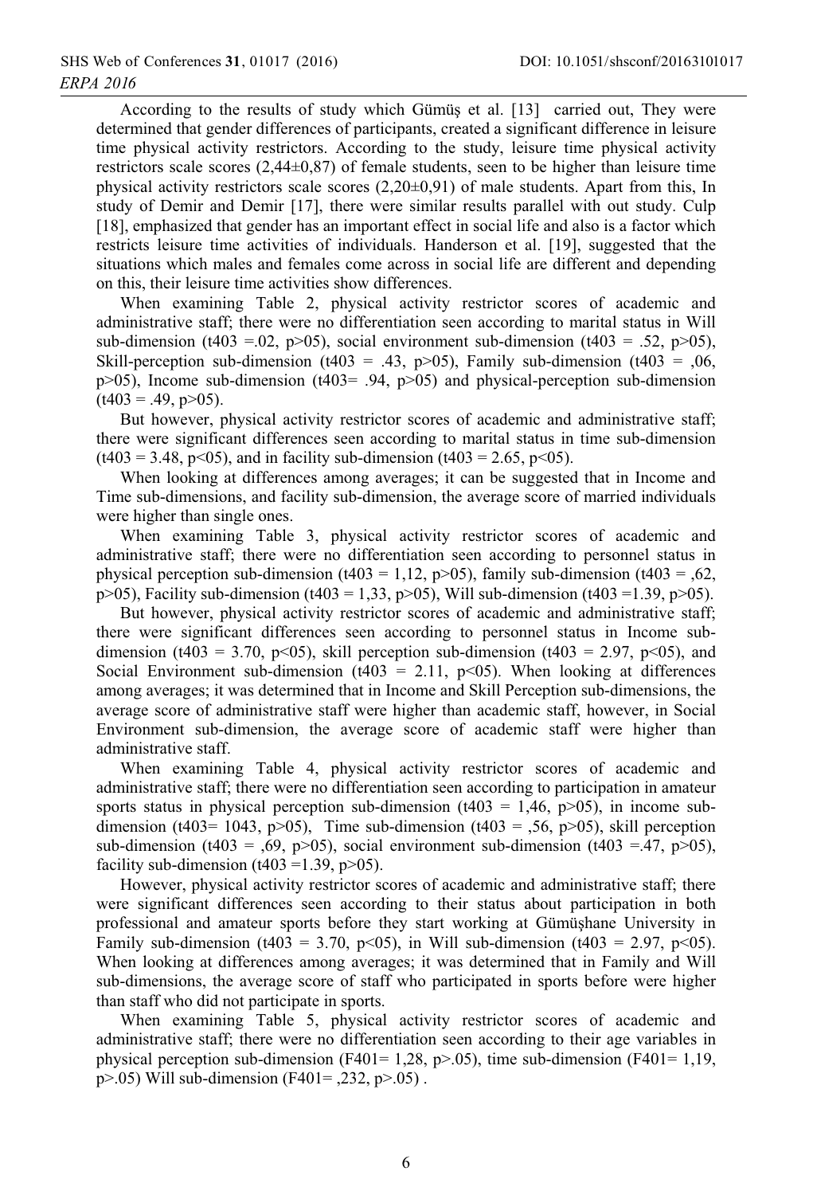According to the results of study which Gümüş et al. [13] carried out, They were determined that gender differences of participants, created a significant difference in leisure time physical activity restrictors. According to the study, leisure time physical activity restrictors scale scores (2,44±0,87) of female students, seen to be higher than leisure time physical activity restrictors scale scores (2,20±0,91) of male students. Apart from this, In study of Demir and Demir [17], there were similar results parallel with out study. Culp [18], emphasized that gender has an important effect in social life and also is a factor which restricts leisure time activities of individuals. Handerson et al. [19], suggested that the situations which males and females come across in social life are different and depending on this, their leisure time activities show differences.

When examining Table 2, physical activity restrictor scores of academic and administrative staff; there were no differentiation seen according to marital status in Will sub-dimension ($t_{403}$ =.02, p>05), social environment sub-dimension ($t_{403}$ = .52, p>05), Skill-perception sub-dimension ($t_{403}$ = .43, p>05), Family sub-dimension ($t_{403}$ = ,06, p>05), Income sub-dimension ($t_{403}$= .94, p>05) and physical-perception sub-dimension ($t_{403}$ = .49, p>05).

But however, physical activity restrictor scores of academic and administrative staff; there were significant differences seen according to marital status in time sub-dimension ($t_{403}$ = 3.48, p<05), and in facility sub-dimension ($t_{403}$ = 2.65, p<05).

When looking at differences among averages; it can be suggested that in Income and Time sub-dimensions, and facility sub-dimension, the average score of married individuals were higher than single ones.

When examining Table 3, physical activity restrictor scores of academic and administrative staff; there were no differentiation seen according to personnel status in physical perception sub-dimension ($t_{403}$ = 1,12, p>05), family sub-dimension ($t_{403}$ = ,62, p>05), Facility sub-dimension ($t_{403}$ = 1,33, p>05), Will sub-dimension ($t_{403}$ =1.39, p>05).

But however, physical activity restrictor scores of academic and administrative staff; there were significant differences seen according to personnel status in Income sub-dimension ($t_{403}$ = 3.70, p<05), skill perception sub-dimension ($t_{403}$ = 2.97, p<05), and Social Environment sub-dimension ($t_{403}$ = 2.11, p<05). When looking at differences among averages; it was determined that in Income and Skill Perception sub-dimensions, the average score of administrative staff were higher than academic staff, however, in Social Environment sub-dimension, the average score of academic staff were higher than administrative staff.

When examining Table 4, physical activity restrictor scores of academic and administrative staff; there were no differentiation seen according to participation in amateur sports status in physical perception sub-dimension ($t_{403}$ = 1,46, p>05), in income sub-dimension ($t_{403}$= 1043, p>05), Time sub-dimension ($t_{403}$ = ,56, p>05), skill perception sub-dimension ($t_{403}$ = ,69, p>05), social environment sub-dimension ($t_{403}$ =.47, p>05), facility sub-dimension ($t_{403}$ =1.39, p>05).

However, physical activity restrictor scores of academic and administrative staff; there were significant differences seen according to their status about participation in both professional and amateur sports before they start working at Gümüşhane University in Family sub-dimension ($t_{403}$ = 3.70, p<05), in Will sub-dimension ($t_{403}$ = 2.97, p<05). When looking at differences among averages; it was determined that in Family and Will sub-dimensions, the average score of staff who participated in sports before were higher than staff who did not participate in sports.

When examining Table 5, physical activity restrictor scores of academic and administrative staff; there were no differentiation seen according to their age variables in physical perception sub-dimension ($F_{401}$= 1,28, p>.05), time sub-dimension ($F_{401}$= 1,19, p>.05) Will sub-dimension ($F_{401}$= ,232, p>.05) .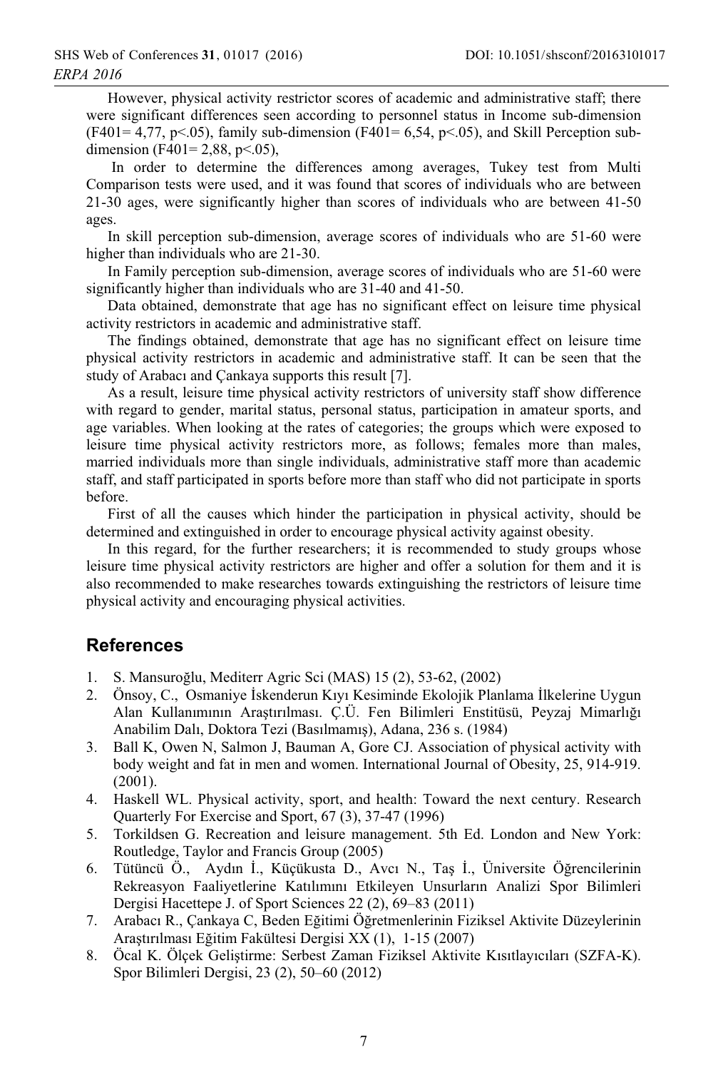However, physical activity restrictor scores of academic and administrative staff; there were significant differences seen according to personnel status in Income sub-dimension ($F_{401}$= 4,77, p<.05), family sub-dimension ($F_{401}$= 6,54, p<.05), and Skill Perception sub-dimension ($F_{401}$= 2,88, p<.05),

In order to determine the differences among averages, Tukey test from Multi Comparison tests were used, and it was found that scores of individuals who are between 21-30 ages, were significantly higher than scores of individuals who are between 41-50 ages.

In skill perception sub-dimension, average scores of individuals who are 51-60 were higher than individuals who are 21-30.

In Family perception sub-dimension, average scores of individuals who are 51-60 were significantly higher than individuals who are 31-40 and 41-50.

Data obtained, demonstrate that age has no significant effect on leisure time physical activity restrictors in academic and administrative staff.

The findings obtained, demonstrate that age has no significant effect on leisure time physical activity restrictors in academic and administrative staff. It can be seen that the study of Arabacı and Çankaya supports this result [7].

As a result, leisure time physical activity restrictors of university staff show difference with regard to gender, marital status, personal status, participation in amateur sports, and age variables. When looking at the rates of categories; the groups which were exposed to leisure time physical activity restrictors more, as follows; females more than males, married individuals more than single individuals, administrative staff more than academic staff, and staff participated in sports before more than staff who did not participate in sports before.

First of all the causes which hinder the participation in physical activity, should be determined and extinguished in order to encourage physical activity against obesity.

In this regard, for the further researchers; it is recommended to study groups whose leisure time physical activity restrictors are higher and offer a solution for them and it is also recommended to make researches towards extinguishing the restrictors of leisure time physical activity and encouraging physical activities.

## References

1. S. Mansuroğlu, Mediterr Agric Sci (MAS) 15 (2), 53-62, (2002)
2. Önsoy, C., Osmaniye İskenderun Kıyı Kesiminde Ekolojik Planlama İlkelerine Uygun Alan Kullanımının Araştırılması. Ç.Ü. Fen Bilimleri Enstitüsü, Peyzaj Mimarlığı Anabilim Dalı, Doktora Tezi (Basılmamış), Adana, 236 s. (1984)
3. Ball K, Owen N, Salmon J, Bauman A, Gore CJ. Association of physical activity with body weight and fat in men and women. International Journal of Obesity, 25, 914-919. (2001).
4. Haskell WL. Physical activity, sport, and health: Toward the next century. Research Quarterly For Exercise and Sport, 67 (3), 37-47 (1996)
5. Torkildsen G. Recreation and leisure management. 5th Ed. London and New York: Routledge, Taylor and Francis Group (2005)
6. Tütüncü Ö., Aydın İ., Küçükusta D., Avcı N., Taş İ., Üniversite Öğrencilerinin Rekreasyon Faaliyetlerine Katılımını Etkileyen Unsurların Analizi Spor Bilimleri Dergisi Hacettepe J. of Sport Sciences 22 (2), 69–83 (2011)
7. Arabacı R., Çankaya C, Beden Eğitimi Öğretmenlerinin Fiziksel Aktivite Düzeylerinin Araştırılması Eğitim Fakültesi Dergisi XX (1), 1-15 (2007)
8. Öcal K. Ölçek Geliştirme: Serbest Zaman Fiziksel Aktivite Kısıtlayıcıları (SZFA-K). Spor Bilimleri Dergisi, 23 (2), 50–60 (2012)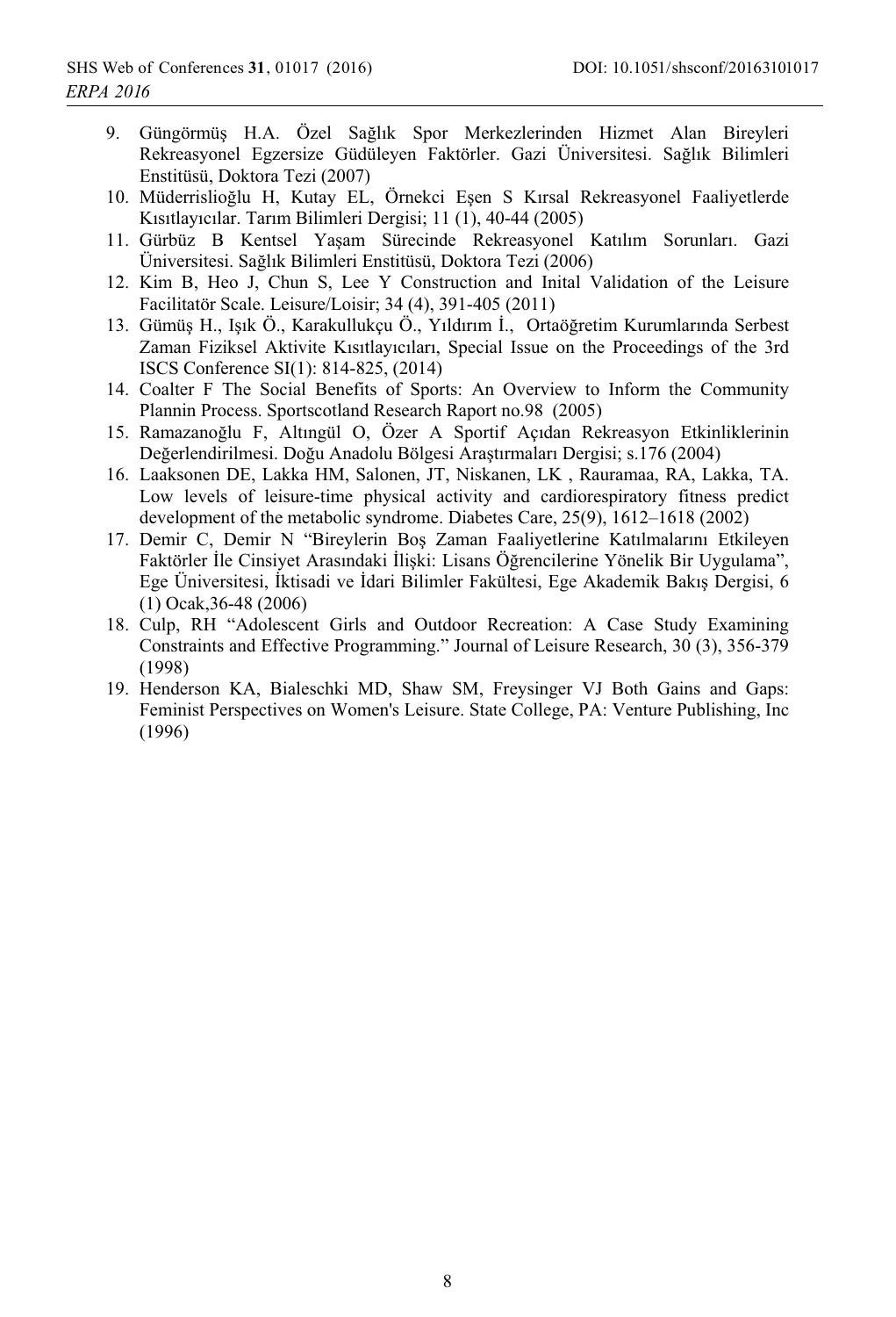9. Güngörmüş H.A. Özel Sağlık Spor Merkezlerinden Hizmet Alan Bireyleri Rekreasyonel Egzersize Güdüleyen Faktörler. Gazi Üniversitesi. Sağlık Bilimleri Enstitüsü, Doktora Tezi (2007)
10. Müderrislioğlu H, Kutay EL, Örnekci Eşen S Kırsal Rekreasyonel Faaliyetlerde Kısıtlayıcılar. Tarım Bilimleri Dergisi; 11 (1), 40-44 (2005)
11. Gürbüz B Kentsel Yaşam Sürecinde Rekreasyonel Katılım Sorunları. Gazi Üniversitesi. Sağlık Bilimleri Enstitüsü, Doktora Tezi (2006)
12. Kim B, Heo J, Chun S, Lee Y Construction and Inital Validation of the Leisure Facilitatör Scale. Leisure/Loisir; 34 (4), 391-405 (2011)
13. Gümüş H., Işık Ö., Karakullukçu Ö., Yıldırım İ., Ortaöğretim Kurumlarında Serbest Zaman Fiziksel Aktivite Kısıtlayıcıları, Special Issue on the Proceedings of the 3rd ISCS Conference SI(1): 814-825, (2014)
14. Coalter F The Social Benefits of Sports: An Overview to Inform the Community Plannin Process. Sportscotland Research Raport no.98 (2005)
15. Ramazanoğlu F, Altıngül O, Özer A Sportif Açıdan Rekreasyon Etkinliklerinin Değerlendirilmesi. Doğu Anadolu Bölgesi Araştırmaları Dergisi; s.176 (2004)
16. Laaksonen DE, Lakka HM, Salonen, JT, Niskanen, LK , Rauramaa, RA, Lakka, TA. Low levels of leisure-time physical activity and cardiorespiratory fitness predict development of the metabolic syndrome. Diabetes Care, 25(9), 1612–1618 (2002)
17. Demir C, Demir N "Bireylerin Boş Zaman Faaliyetlerine Katılmalarını Etkileyen Faktörler İle Cinsiyet Arasındaki İlişki: Lisans Öğrencilerine Yönelik Bir Uygulama", Ege Üniversitesi, İktisadi ve İdari Bilimler Fakültesi, Ege Akademik Bakış Dergisi, 6 (1) Ocak,36-48 (2006)
18. Culp, RH "Adolescent Girls and Outdoor Recreation: A Case Study Examining Constraints and Effective Programming." Journal of Leisure Research, 30 (3), 356-379 (1998)
19. Henderson KA, Bialeschki MD, Shaw SM, Freysinger VJ Both Gains and Gaps: Feminist Perspectives on Women's Leisure. State College, PA: Venture Publishing, Inc (1996)